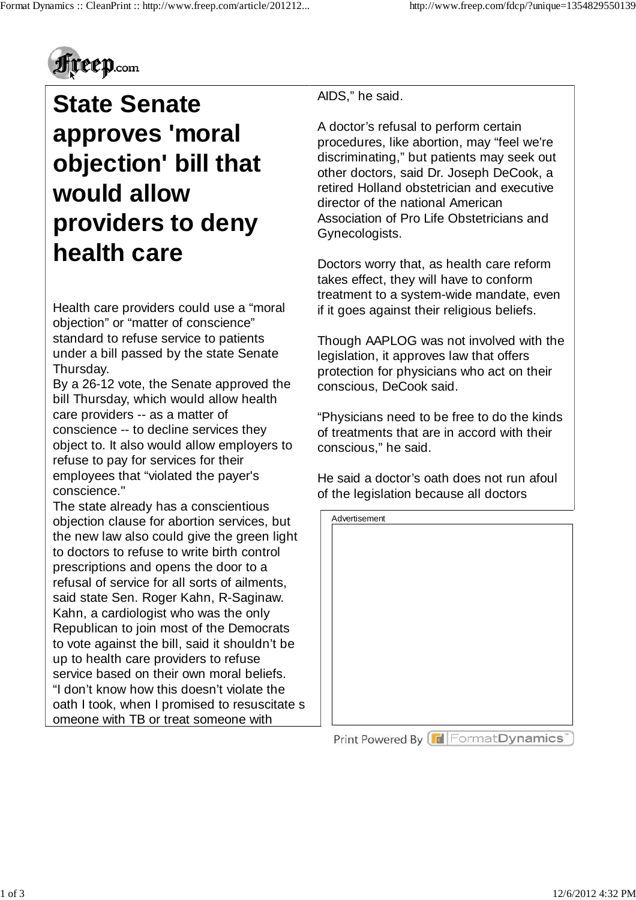# State Senate approves 'moral objection' bill that would allow providers to deny health care

Health care providers could use a "moral objection" or "matter of conscience" standard to refuse service to patients under a bill passed by the state Senate Thursday.

By a 26-12 vote, the Senate approved the bill Thursday, which would allow health care providers -- as a matter of conscience -- to decline services they object to. It also would allow employers to refuse to pay for services for their employees that "violated the payer's conscience."

The state already has a conscientious objection clause for abortion services, but the new law also could give the green light to doctors to refuse to write birth control prescriptions and opens the door to a refusal of service for all sorts of ailments, said state Sen. Roger Kahn, R-Saginaw.

Kahn, a cardiologist who was the only Republican to join most of the Democrats to vote against the bill, said it shouldn't be up to health care providers to refuse service based on their own moral beliefs.

"I don't know how this doesn't violate the oath I took, when I promised to resuscitate someone with TB or treat someone with AIDS," he said.

A doctor's refusal to perform certain procedures, like abortion, may "feel we're discriminating," but patients may seek out other doctors, said Dr. Joseph DeCook, a retired Holland obstetrician and executive director of the national American Association of Pro Life Obstetricians and Gynecologists.

Doctors worry that, as health care reform takes effect, they will have to conform treatment to a system-wide mandate, even if it goes against their religious beliefs.

Though AAPLOG was not involved with the legislation, it approves law that offers protection for physicians who act on their conscious, DeCook said.

"Physicians need to be free to do the kinds of treatments that are in accord with their conscious," he said.

He said a doctor's oath does not run afoul of the legislation because all doctors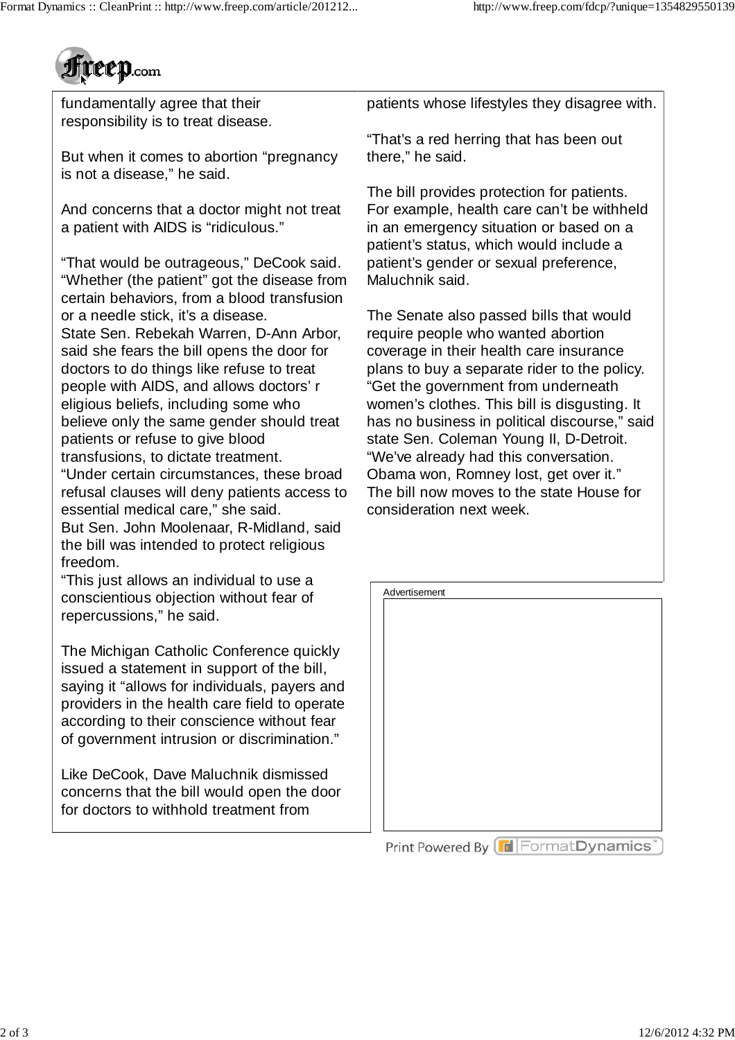fundamentally agree that their responsibility is to treat disease.

But when it comes to abortion “pregnancy is not a disease,” he said.

And concerns that a doctor might not treat a patient with AIDS is “ridiculous.”

“That would be outrageous,” DeCook said. “Whether (the patient” got the disease from certain behaviors, from a blood transfusion or a needle stick, it’s a disease.

State Sen. Rebekah Warren, D-Ann Arbor, said she fears the bill opens the door for doctors to do things like refuse to treat people with AIDS, and allows doctors’ r eligious beliefs, including some who believe only the same gender should treat patients or refuse to give blood transfusions, to dictate treatment.

“Under certain circumstances, these broad refusal clauses will deny patients access to essential medical care,” she said.

But Sen. John Moolenaar, R-Midland, said the bill was intended to protect religious freedom.

“This just allows an individual to use a conscientious objection without fear of repercussions,” he said.

The Michigan Catholic Conference quickly issued a statement in support of the bill, saying it “allows for individuals, payers and providers in the health care field to operate according to their conscience without fear of government intrusion or discrimination.”

Like DeCook, Dave Maluchnik dismissed concerns that the bill would open the door for doctors to withhold treatment from patients whose lifestyles they disagree with.

“That’s a red herring that has been out there,” he said.

The bill provides protection for patients. For example, health care can’t be withheld in an emergency situation or based on a patient’s status, which would include a patient’s gender or sexual preference, Maluchnik said.

The Senate also passed bills that would require people who wanted abortion coverage in their health care insurance plans to buy a separate rider to the policy.

“Get the government from underneath women’s clothes. This bill is disgusting. It has no business in political discourse,” said state Sen. Coleman Young II, D-Detroit. “We’ve already had this conversation. Obama won, Romney lost, get over it.”

The bill now moves to the state House for consideration next week.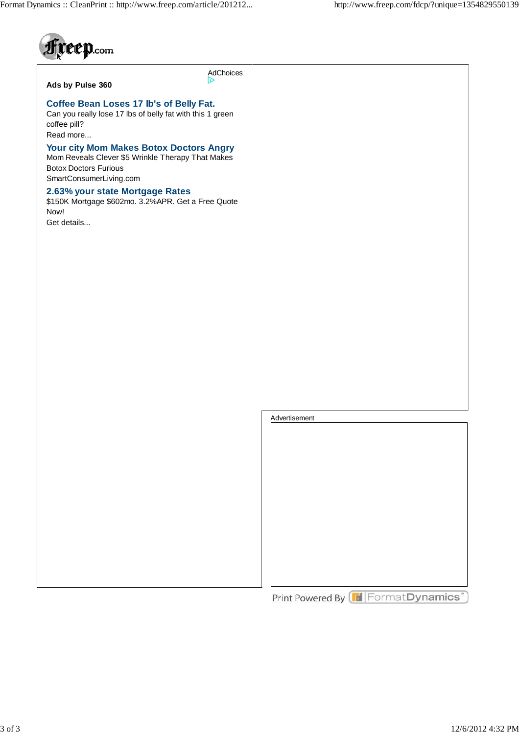Ads by Pulse 360

AdChoices

### Coffee Bean Loses 17 lb's of Belly Fat.

Can you really lose 17 lbs of belly fat with this 1 green coffee pill?

Read more...

### Your city Mom Makes Botox Doctors Angry

Mom Reveals Clever $5 Wrinkle Therapy That Makes Botox Doctors Furious

SmartConsumerLiving.com

### 2.63% your state Mortgage Rates

$150K Mortgage $602mo. 3.2%APR. Get a Free Quote Now!

Get details...

Advertisement

Print Powered By FormatDynamics™